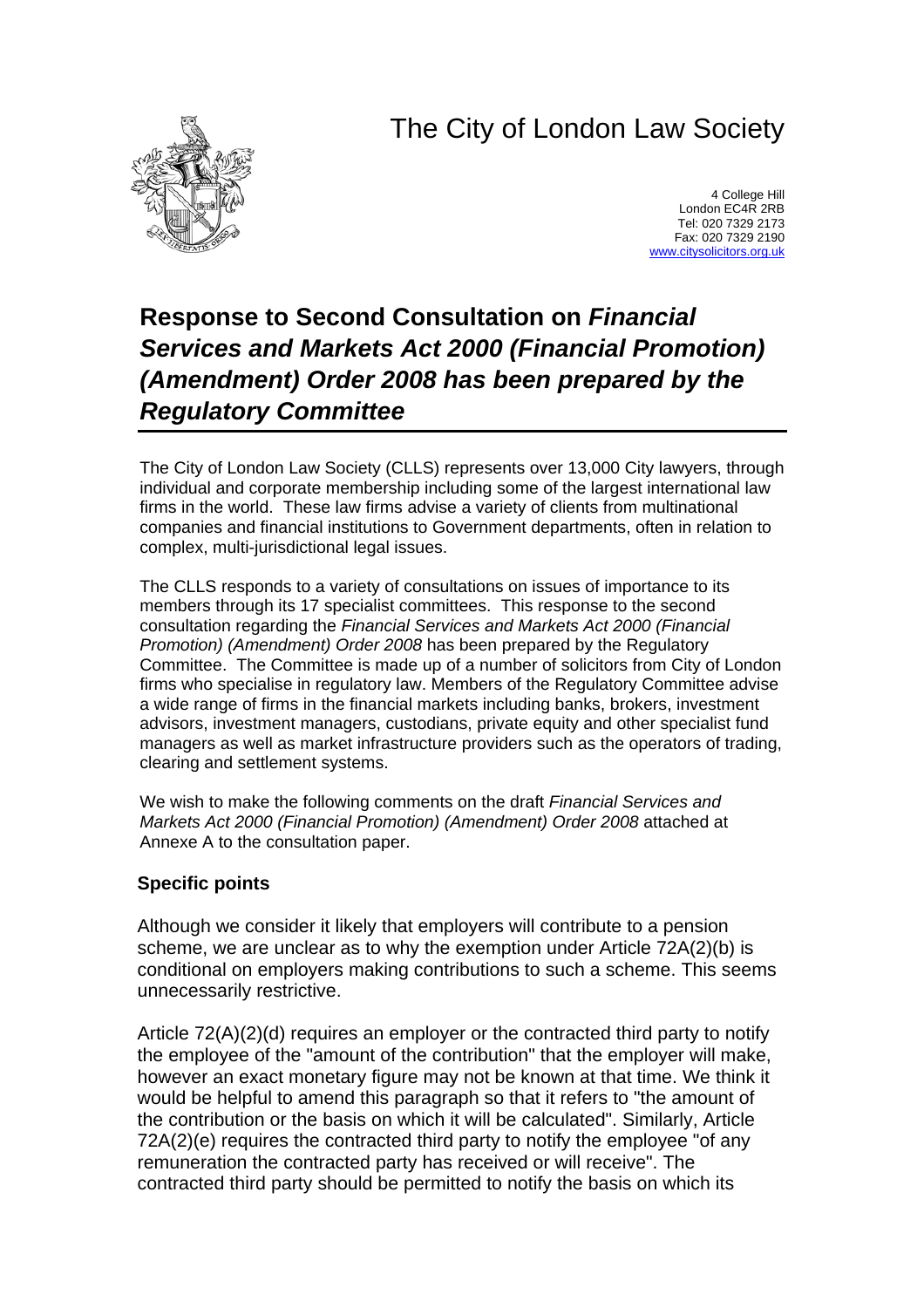# The City of London Law Society

4 College Hill
London EC4R 2RB
Tel: 020 7329 2173
Fax: 020 7329 2190
www.citysolicitors.org.uk

## Response to Second Consultation on *Financial Services and Markets Act 2000 (Financial Promotion) (Amendment) Order 2008 has been prepared by the Regulatory Committee*

The City of London Law Society (CLLS) represents over 13,000 City lawyers, through individual and corporate membership including some of the largest international law firms in the world. These law firms advise a variety of clients from multinational companies and financial institutions to Government departments, often in relation to complex, multi-jurisdictional legal issues.

The CLLS responds to a variety of consultations on issues of importance to its members through its 17 specialist committees. This response to the second consultation regarding the *Financial Services and Markets Act 2000 (Financial Promotion) (Amendment) Order 2008* has been prepared by the Regulatory Committee. The Committee is made up of a number of solicitors from City of London firms who specialise in regulatory law. Members of the Regulatory Committee advise a wide range of firms in the financial markets including banks, brokers, investment advisors, investment managers, custodians, private equity and other specialist fund managers as well as market infrastructure providers such as the operators of trading, clearing and settlement systems.

We wish to make the following comments on the draft *Financial Services and Markets Act 2000 (Financial Promotion) (Amendment) Order 2008* attached at Annexe A to the consultation paper.

### Specific points

Although we consider it likely that employers will contribute to a pension scheme, we are unclear as to why the exemption under Article 72A(2)(b) is conditional on employers making contributions to such a scheme. This seems unnecessarily restrictive.

Article 72(A)(2)(d) requires an employer or the contracted third party to notify the employee of the "amount of the contribution" that the employer will make, however an exact monetary figure may not be known at that time. We think it would be helpful to amend this paragraph so that it refers to "the amount of the contribution or the basis on which it will be calculated". Similarly, Article 72A(2)(e) requires the contracted third party to notify the employee "of any remuneration the contracted party has received or will receive". The contracted third party should be permitted to notify the basis on which its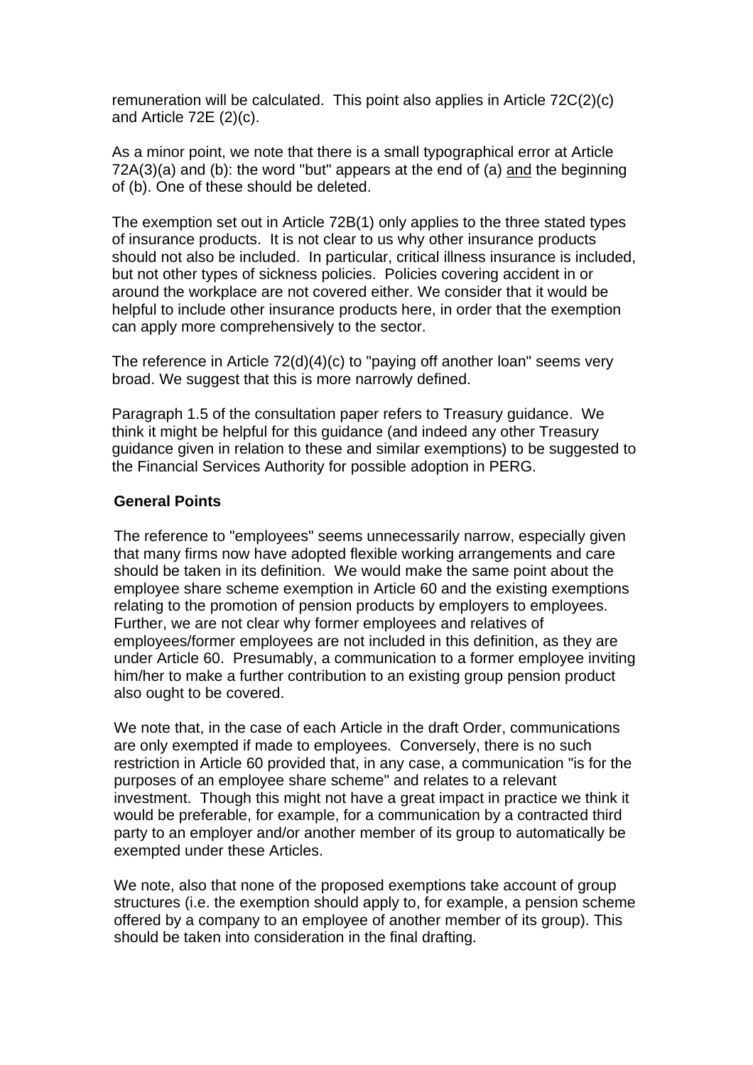remuneration will be calculated. This point also applies in Article 72C(2)(c) and Article 72E (2)(c).

As a minor point, we note that there is a small typographical error at Article 72A(3)(a) and (b): the word "but" appears at the end of (a) <u>and</u> the beginning of (b). One of these should be deleted.

The exemption set out in Article 72B(1) only applies to the three stated types of insurance products. It is not clear to us why other insurance products should not also be included. In particular, critical illness insurance is included, but not other types of sickness policies. Policies covering accident in or around the workplace are not covered either. We consider that it would be helpful to include other insurance products here, in order that the exemption can apply more comprehensively to the sector.

The reference in Article 72(d)(4)(c) to "paying off another loan" seems very broad. We suggest that this is more narrowly defined.

Paragraph 1.5 of the consultation paper refers to Treasury guidance. We think it might be helpful for this guidance (and indeed any other Treasury guidance given in relation to these and similar exemptions) to be suggested to the Financial Services Authority for possible adoption in PERG.

**General Points**

The reference to "employees" seems unnecessarily narrow, especially given that many firms now have adopted flexible working arrangements and care should be taken in its definition. We would make the same point about the employee share scheme exemption in Article 60 and the existing exemptions relating to the promotion of pension products by employers to employees. Further, we are not clear why former employees and relatives of employees/former employees are not included in this definition, as they are under Article 60. Presumably, a communication to a former employee inviting him/her to make a further contribution to an existing group pension product also ought to be covered.

We note that, in the case of each Article in the draft Order, communications are only exempted if made to employees. Conversely, there is no such restriction in Article 60 provided that, in any case, a communication "is for the purposes of an employee share scheme" and relates to a relevant investment. Though this might not have a great impact in practice we think it would be preferable, for example, for a communication by a contracted third party to an employer and/or another member of its group to automatically be exempted under these Articles.

We note, also that none of the proposed exemptions take account of group structures (i.e. the exemption should apply to, for example, a pension scheme offered by a company to an employee of another member of its group). This should be taken into consideration in the final drafting.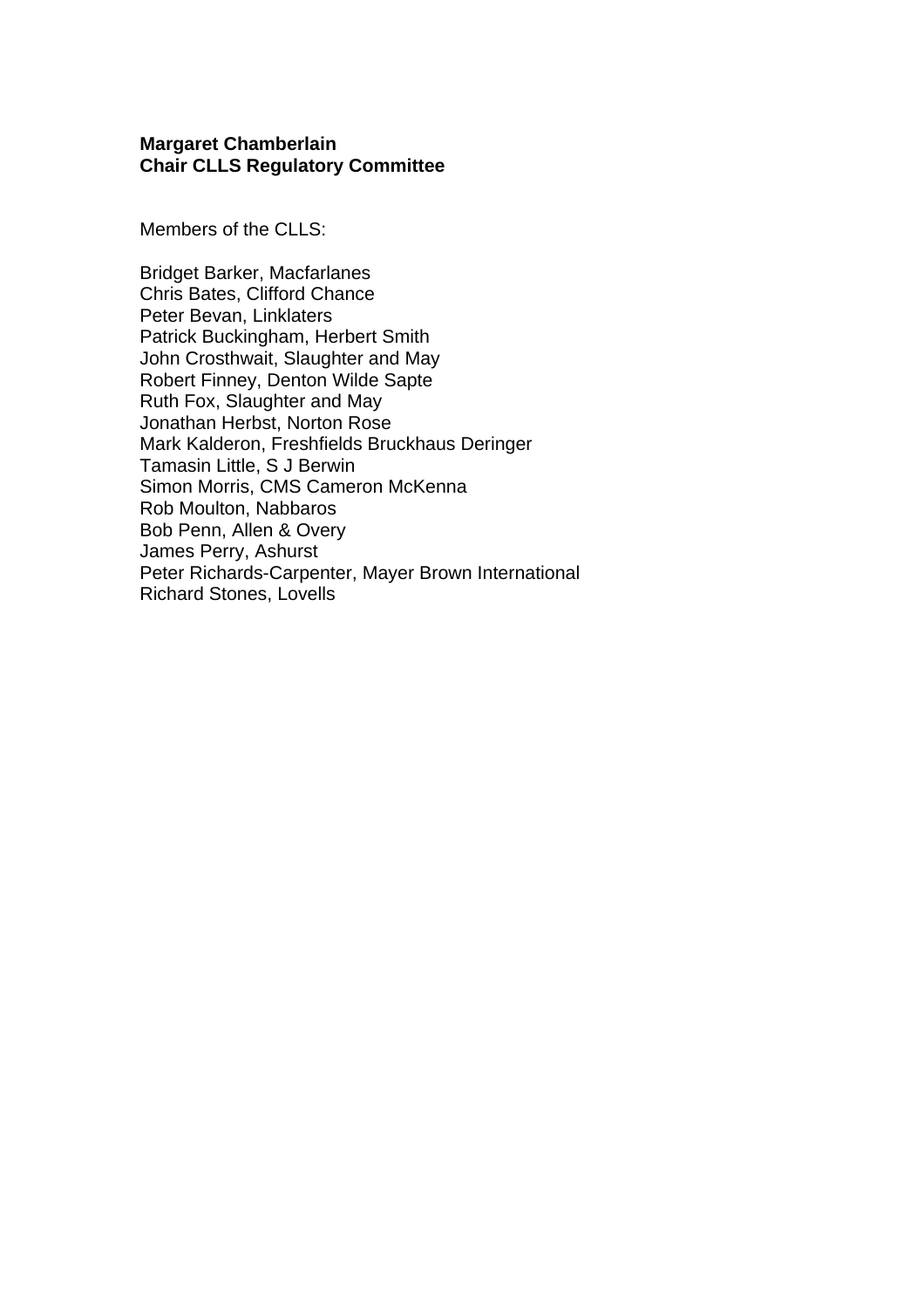**Margaret Chamberlain**
**Chair CLLS Regulatory Committee**

Members of the CLLS:

Bridget Barker, Macfarlanes
Chris Bates, Clifford Chance
Peter Bevan, Linklaters
Patrick Buckingham, Herbert Smith
John Crosthwait, Slaughter and May
Robert Finney, Denton Wilde Sapte
Ruth Fox, Slaughter and May
Jonathan Herbst, Norton Rose
Mark Kalderon, Freshfields Bruckhaus Deringer
Tamasin Little, S J Berwin
Simon Morris, CMS Cameron McKenna
Rob Moulton, Nabbaros
Bob Penn, Allen & Overy
James Perry, Ashurst
Peter Richards-Carpenter, Mayer Brown International
Richard Stones, Lovells